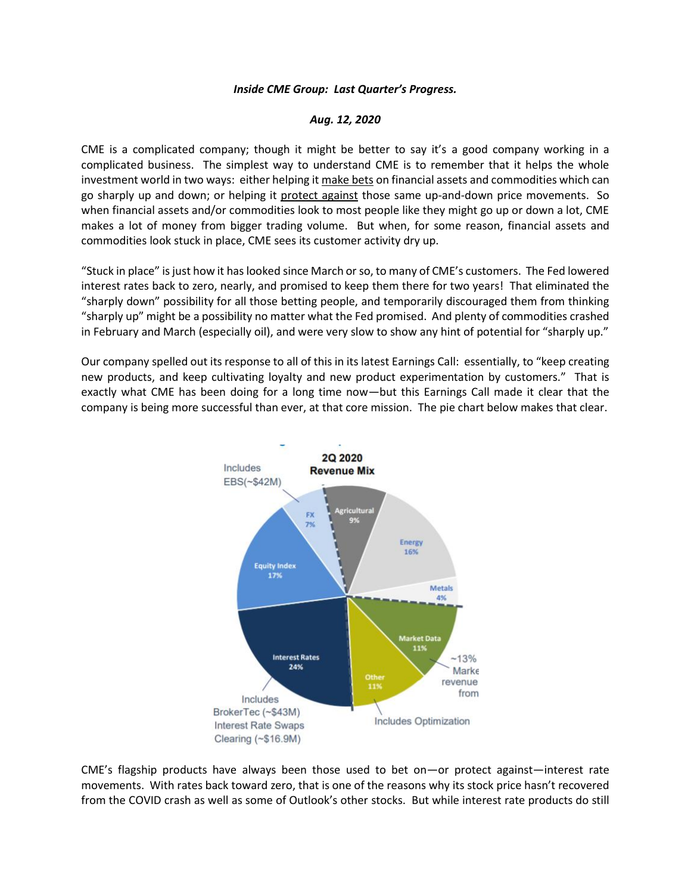***Inside CME Group: Last Quarter's Progress.***

***Aug. 12, 2020***

CME is a complicated company; though it might be better to say it's a good company working in a complicated business. The simplest way to understand CME is to remember that it helps the whole investment world in two ways: either helping it make bets on financial assets and commodities which can go sharply up and down; or helping it protect against those same up-and-down price movements. So when financial assets and/or commodities look to most people like they might go up or down a lot, CME makes a lot of money from bigger trading volume. But when, for some reason, financial assets and commodities look stuck in place, CME sees its customer activity dry up.

"Stuck in place" is just how it has looked since March or so, to many of CME's customers. The Fed lowered interest rates back to zero, nearly, and promised to keep them there for two years! That eliminated the "sharply down" possibility for all those betting people, and temporarily discouraged them from thinking "sharply up" might be a possibility no matter what the Fed promised. And plenty of commodities crashed in February and March (especially oil), and were very slow to show any hint of potential for "sharply up."

Our company spelled out its response to all of this in its latest Earnings Call: essentially, to "keep creating new products, and keep cultivating loyalty and new product experimentation by customers." That is exactly what CME has been doing for a long time now—but this Earnings Call made it clear that the company is being more successful than ever, at that core mission. The pie chart below makes that clear.

**2Q 2020 Revenue Mix**

- Interest Rates 24% (Includes BrokerTec (~$43M), Interest Rate Swaps Clearing (~$16.9M))
- Equity Index 17%
- FX 7% (Includes EBS(~$42M))
- Agricultural 9%
- Energy 16%
- Metals 4%
- Market Data 11% (~13% Marke revenue from)
- Other 11% (Includes Optimization)

CME's flagship products have always been those used to bet on—or protect against—interest rate movements. With rates back toward zero, that is one of the reasons why its stock price hasn't recovered from the COVID crash as well as some of Outlook's other stocks. But while interest rate products do still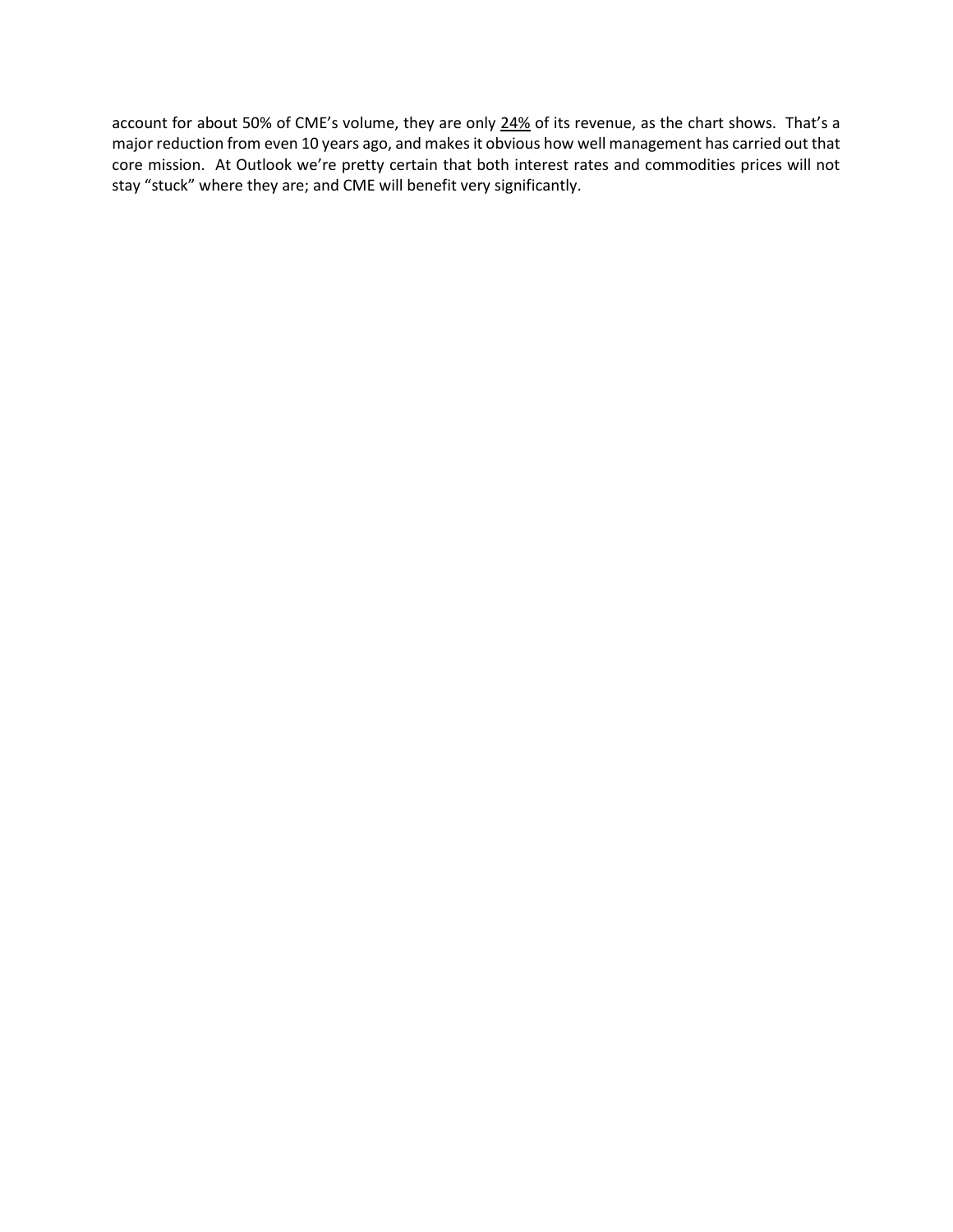account for about 50% of CME's volume, they are only <u>24%</u> of its revenue, as the chart shows. That's a major reduction from even 10 years ago, and makes it obvious how well management has carried out that core mission. At Outlook we're pretty certain that both interest rates and commodities prices will not stay "stuck" where they are; and CME will benefit very significantly.